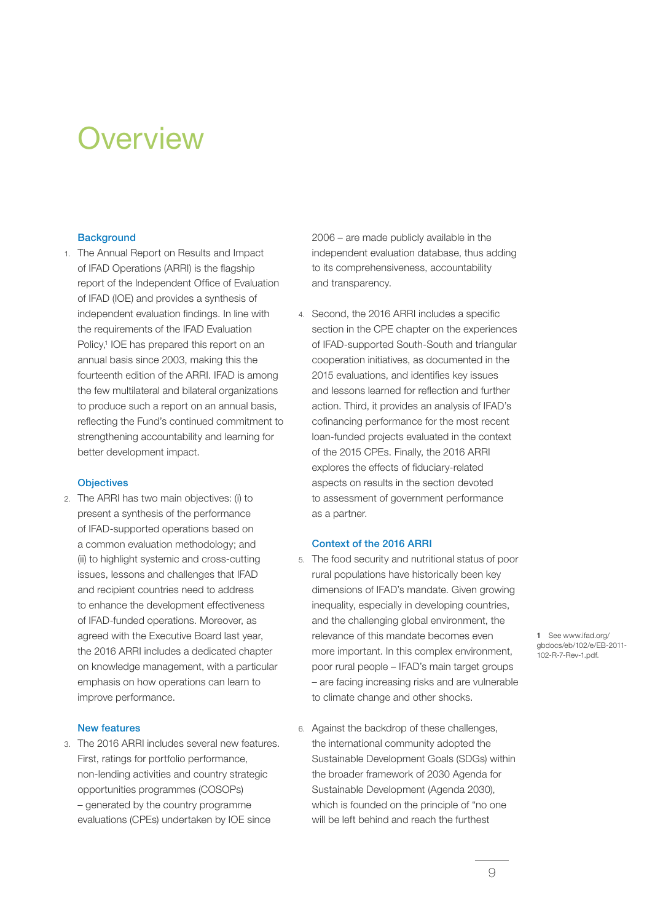# Overview

## Background

1. The Annual Report on Results and Impact of IFAD Operations (ARRI) is the flagship report of the Independent Office of Evaluation of IFAD (IOE) and provides a synthesis of independent evaluation findings. In line with the requirements of the IFAD Evaluation Policy,[1] IOE has prepared this report on an annual basis since 2003, making this the fourteenth edition of the ARRI. IFAD is among the few multilateral and bilateral organizations to produce such a report on an annual basis, reflecting the Fund's continued commitment to strengthening accountability and learning for better development impact.

## Objectives

2. The ARRI has two main objectives: (i) to present a synthesis of the performance of IFAD-supported operations based on a common evaluation methodology; and (ii) to highlight systemic and cross-cutting issues, lessons and challenges that IFAD and recipient countries need to address to enhance the development effectiveness of IFAD-funded operations. Moreover, as agreed with the Executive Board last year, the 2016 ARRI includes a dedicated chapter on knowledge management, with a particular emphasis on how operations can learn to improve performance.

## New features

3. The 2016 ARRI includes several new features. First, ratings for portfolio performance, non-lending activities and country strategic opportunities programmes (COSOPs) – generated by the country programme evaluations (CPEs) undertaken by IOE since 2006 – are made publicly available in the independent evaluation database, thus adding to its comprehensiveness, accountability and transparency.

4. Second, the 2016 ARRI includes a specific section in the CPE chapter on the experiences of IFAD-supported South-South and triangular cooperation initiatives, as documented in the 2015 evaluations, and identifies key issues and lessons learned for reflection and further action. Third, it provides an analysis of IFAD's cofinancing performance for the most recent loan-funded projects evaluated in the context of the 2015 CPEs. Finally, the 2016 ARRI explores the effects of fiduciary-related aspects on results in the section devoted to assessment of government performance as a partner.

## Context of the 2016 ARRI

5. The food security and nutritional status of poor rural populations have historically been key dimensions of IFAD's mandate. Given growing inequality, especially in developing countries, and the challenging global environment, the relevance of this mandate becomes even more important. In this complex environment, poor rural people – IFAD's main target groups – are facing increasing risks and are vulnerable to climate change and other shocks.

6. Against the backdrop of these challenges, the international community adopted the Sustainable Development Goals (SDGs) within the broader framework of 2030 Agenda for Sustainable Development (Agenda 2030), which is founded on the principle of "no one will be left behind and reach the furthest

[1] See www.ifad.org/gbdocs/eb/102/e/EB-2011-102-R-7-Rev-1.pdf.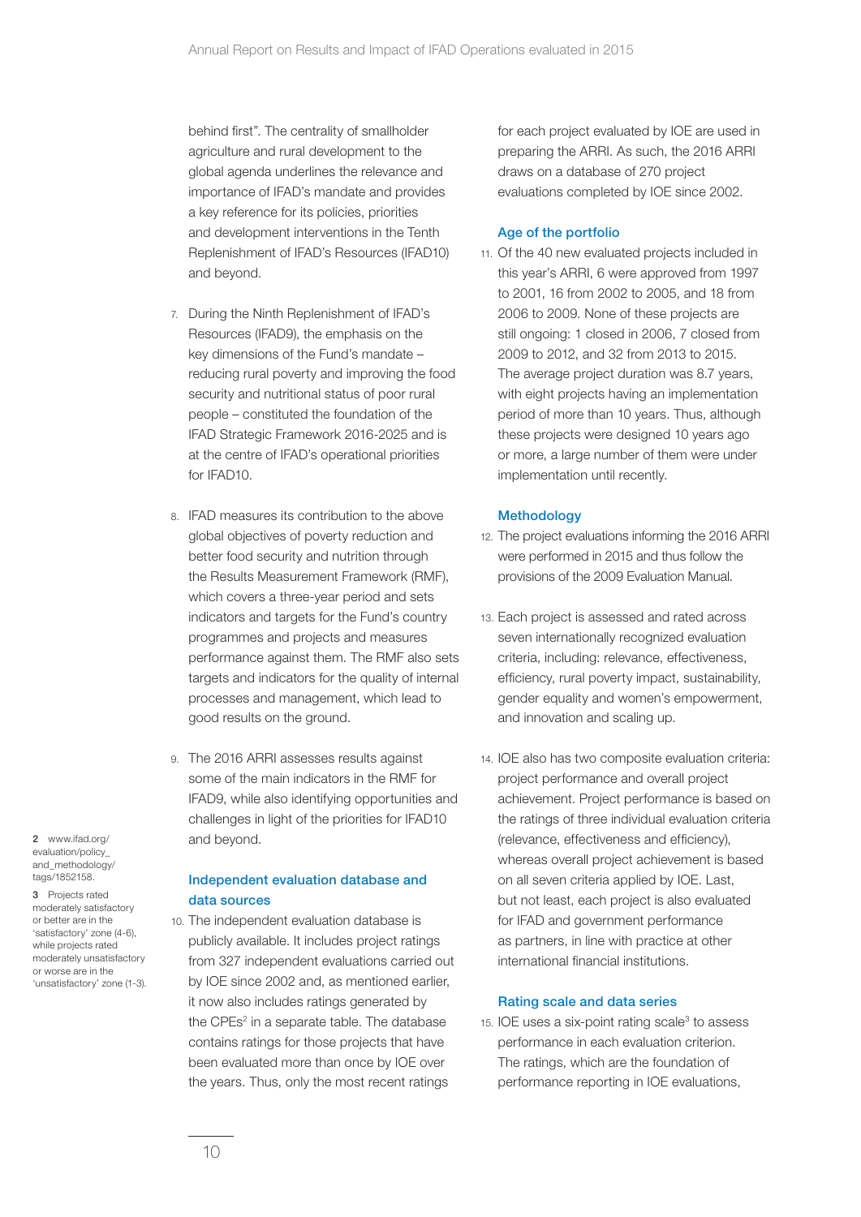behind first". The centrality of smallholder agriculture and rural development to the global agenda underlines the relevance and importance of IFAD's mandate and provides a key reference for its policies, priorities and development interventions in the Tenth Replenishment of IFAD's Resources (IFAD10) and beyond.

7. During the Ninth Replenishment of IFAD's Resources (IFAD9), the emphasis on the key dimensions of the Fund's mandate – reducing rural poverty and improving the food security and nutritional status of poor rural people – constituted the foundation of the IFAD Strategic Framework 2016-2025 and is at the centre of IFAD's operational priorities for IFAD10.

8. IFAD measures its contribution to the above global objectives of poverty reduction and better food security and nutrition through the Results Measurement Framework (RMF), which covers a three-year period and sets indicators and targets for the Fund's country programmes and projects and measures performance against them. The RMF also sets targets and indicators for the quality of internal processes and management, which lead to good results on the ground.

9. The 2016 ARRI assesses results against some of the main indicators in the RMF for IFAD9, while also identifying opportunities and challenges in light of the priorities for IFAD10 and beyond.

### Independent evaluation database and data sources

10. The independent evaluation database is publicly available. It includes project ratings from 327 independent evaluations carried out by IOE since 2002 and, as mentioned earlier, it now also includes ratings generated by the CPEs[2] in a separate table. The database contains ratings for those projects that have been evaluated more than once by IOE over the years. Thus, only the most recent ratings for each project evaluated by IOE are used in preparing the ARRI. As such, the 2016 ARRI draws on a database of 270 project evaluations completed by IOE since 2002.

### Age of the portfolio

11. Of the 40 new evaluated projects included in this year's ARRI, 6 were approved from 1997 to 2001, 16 from 2002 to 2005, and 18 from 2006 to 2009. None of these projects are still ongoing: 1 closed in 2006, 7 closed from 2009 to 2012, and 32 from 2013 to 2015. The average project duration was 8.7 years, with eight projects having an implementation period of more than 10 years. Thus, although these projects were designed 10 years ago or more, a large number of them were under implementation until recently.

### Methodology

12. The project evaluations informing the 2016 ARRI were performed in 2015 and thus follow the provisions of the 2009 Evaluation Manual.

13. Each project is assessed and rated across seven internationally recognized evaluation criteria, including: relevance, effectiveness, efficiency, rural poverty impact, sustainability, gender equality and women's empowerment, and innovation and scaling up.

14. IOE also has two composite evaluation criteria: project performance and overall project achievement. Project performance is based on the ratings of three individual evaluation criteria (relevance, effectiveness and efficiency), whereas overall project achievement is based on all seven criteria applied by IOE. Last, but not least, each project is also evaluated for IFAD and government performance as partners, in line with practice at other international financial institutions.

### Rating scale and data series

15. IOE uses a six-point rating scale[3] to assess performance in each evaluation criterion. The ratings, which are the foundation of performance reporting in IOE evaluations,

---

2 www.ifad.org/evaluation/policy_and_methodology/tags/1852158.

3 Projects rated moderately satisfactory or better are in the 'satisfactory' zone (4-6), while projects rated moderately unsatisfactory or worse are in the 'unsatisfactory' zone (1-3).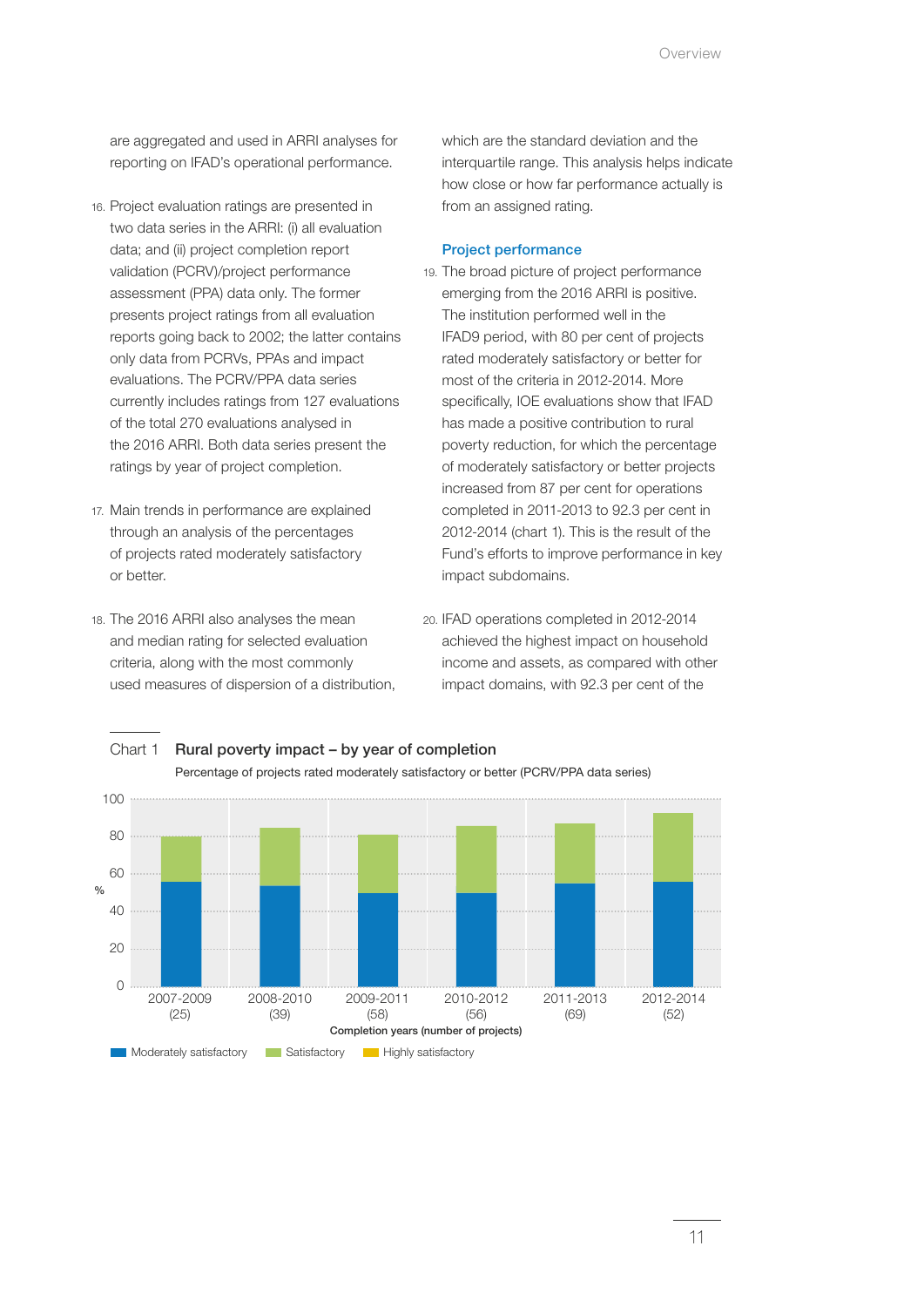are aggregated and used in ARRI analyses for reporting on IFAD's operational performance.

16. Project evaluation ratings are presented in two data series in the ARRI: (i) all evaluation data; and (ii) project completion report validation (PCRV)/project performance assessment (PPA) data only. The former presents project ratings from all evaluation reports going back to 2002; the latter contains only data from PCRVs, PPAs and impact evaluations. The PCRV/PPA data series currently includes ratings from 127 evaluations of the total 270 evaluations analysed in the 2016 ARRI. Both data series present the ratings by year of project completion.

17. Main trends in performance are explained through an analysis of the percentages of projects rated moderately satisfactory or better.

18. The 2016 ARRI also analyses the mean and median rating for selected evaluation criteria, along with the most commonly used measures of dispersion of a distribution, which are the standard deviation and the interquartile range. This analysis helps indicate how close or how far performance actually is from an assigned rating.

### Project performance

19. The broad picture of project performance emerging from the 2016 ARRI is positive. The institution performed well in the IFAD9 period, with 80 per cent of projects rated moderately satisfactory or better for most of the criteria in 2012-2014. More specifically, IOE evaluations show that IFAD has made a positive contribution to rural poverty reduction, for which the percentage of moderately satisfactory or better projects increased from 87 per cent for operations completed in 2011-2013 to 92.3 per cent in 2012-2014 (chart 1). This is the result of the Fund's efforts to improve performance in key impact subdomains.

20. IFAD operations completed in 2012-2014 achieved the highest impact on household income and assets, as compared with other impact domains, with 92.3 per cent of the

**Chart 1 Rural poverty impact – by year of completion**

Percentage of projects rated moderately satisfactory or better (PCRV/PPA data series)

Completion years (number of projects): 2007-2009 (25), 2008-2010 (39), 2009-2011 (58), 2010-2012 (56), 2011-2013 (69), 2012-2014 (52)

Legend: Moderately satisfactory, Satisfactory, Highly satisfactory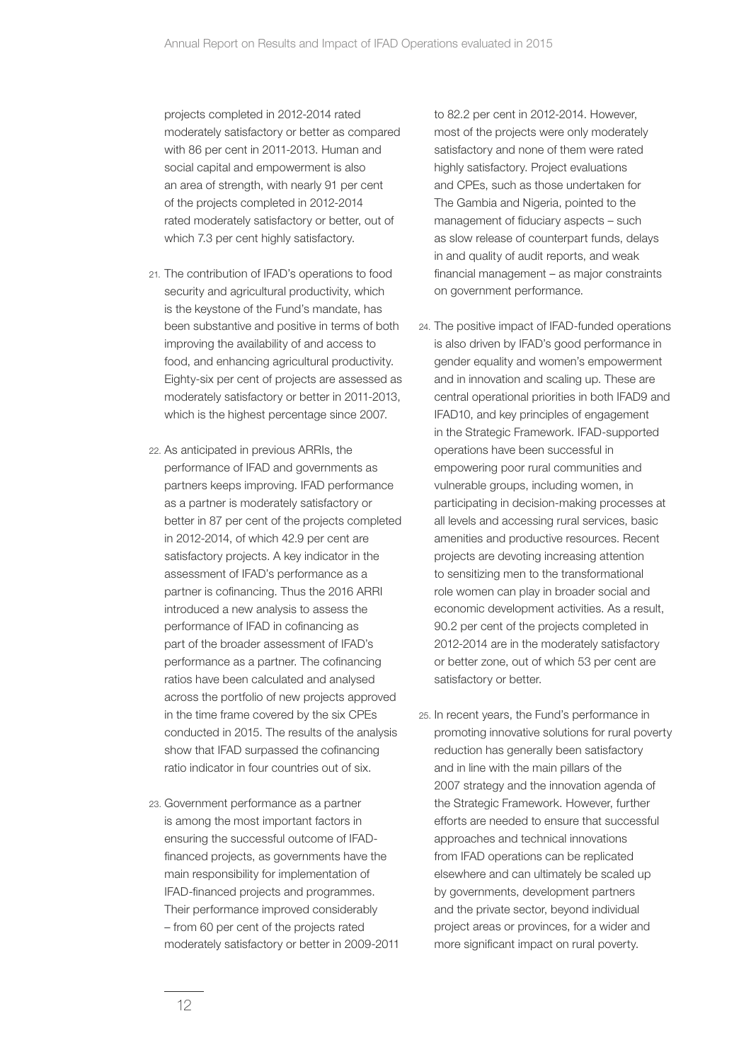projects completed in 2012-2014 rated moderately satisfactory or better as compared with 86 per cent in 2011-2013. Human and social capital and empowerment is also an area of strength, with nearly 91 per cent of the projects completed in 2012-2014 rated moderately satisfactory or better, out of which 7.3 per cent highly satisfactory.

21. The contribution of IFAD's operations to food security and agricultural productivity, which is the keystone of the Fund's mandate, has been substantive and positive in terms of both improving the availability of and access to food, and enhancing agricultural productivity. Eighty-six per cent of projects are assessed as moderately satisfactory or better in 2011-2013, which is the highest percentage since 2007.

22. As anticipated in previous ARRIs, the performance of IFAD and governments as partners keeps improving. IFAD performance as a partner is moderately satisfactory or better in 87 per cent of the projects completed in 2012-2014, of which 42.9 per cent are satisfactory projects. A key indicator in the assessment of IFAD's performance as a partner is cofinancing. Thus the 2016 ARRI introduced a new analysis to assess the performance of IFAD in cofinancing as part of the broader assessment of IFAD's performance as a partner. The cofinancing ratios have been calculated and analysed across the portfolio of new projects approved in the time frame covered by the six CPEs conducted in 2015. The results of the analysis show that IFAD surpassed the cofinancing ratio indicator in four countries out of six.

23. Government performance as a partner is among the most important factors in ensuring the successful outcome of IFAD-financed projects, as governments have the main responsibility for implementation of IFAD-financed projects and programmes. Their performance improved considerably – from 60 per cent of the projects rated moderately satisfactory or better in 2009-2011 to 82.2 per cent in 2012-2014. However, most of the projects were only moderately satisfactory and none of them were rated highly satisfactory. Project evaluations and CPEs, such as those undertaken for The Gambia and Nigeria, pointed to the management of fiduciary aspects – such as slow release of counterpart funds, delays in and quality of audit reports, and weak financial management – as major constraints on government performance.

24. The positive impact of IFAD-funded operations is also driven by IFAD's good performance in gender equality and women's empowerment and in innovation and scaling up. These are central operational priorities in both IFAD9 and IFAD10, and key principles of engagement in the Strategic Framework. IFAD-supported operations have been successful in empowering poor rural communities and vulnerable groups, including women, in participating in decision-making processes at all levels and accessing rural services, basic amenities and productive resources. Recent projects are devoting increasing attention to sensitizing men to the transformational role women can play in broader social and economic development activities. As a result, 90.2 per cent of the projects completed in 2012-2014 are in the moderately satisfactory or better zone, out of which 53 per cent are satisfactory or better.

25. In recent years, the Fund's performance in promoting innovative solutions for rural poverty reduction has generally been satisfactory and in line with the main pillars of the 2007 strategy and the innovation agenda of the Strategic Framework. However, further efforts are needed to ensure that successful approaches and technical innovations from IFAD operations can be replicated elsewhere and can ultimately be scaled up by governments, development partners and the private sector, beyond individual project areas or provinces, for a wider and more significant impact on rural poverty.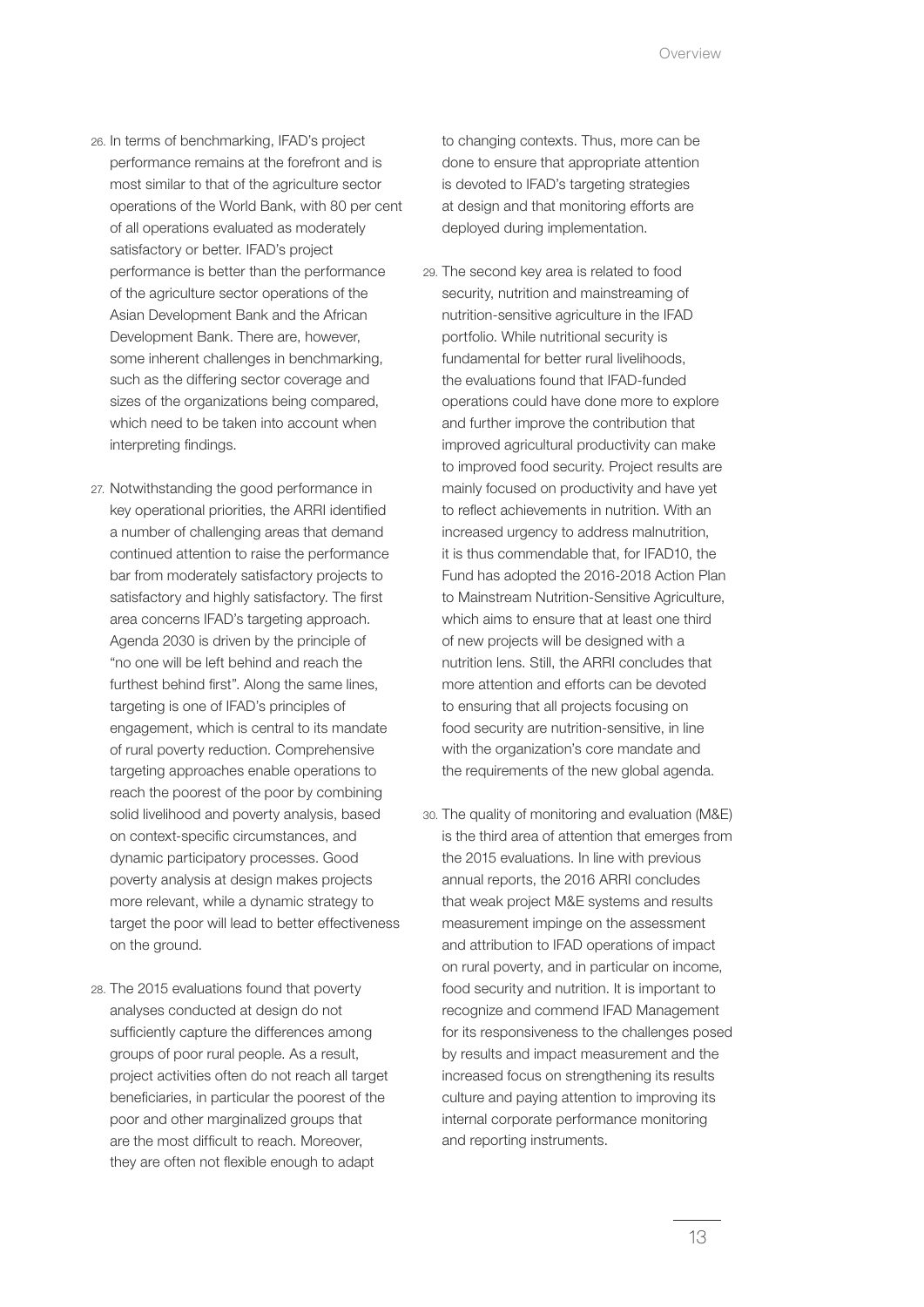26. In terms of benchmarking, IFAD's project performance remains at the forefront and is most similar to that of the agriculture sector operations of the World Bank, with 80 per cent of all operations evaluated as moderately satisfactory or better. IFAD's project performance is better than the performance of the agriculture sector operations of the Asian Development Bank and the African Development Bank. There are, however, some inherent challenges in benchmarking, such as the differing sector coverage and sizes of the organizations being compared, which need to be taken into account when interpreting findings.

27. Notwithstanding the good performance in key operational priorities, the ARRI identified a number of challenging areas that demand continued attention to raise the performance bar from moderately satisfactory projects to satisfactory and highly satisfactory. The first area concerns IFAD's targeting approach. Agenda 2030 is driven by the principle of "no one will be left behind and reach the furthest behind first". Along the same lines, targeting is one of IFAD's principles of engagement, which is central to its mandate of rural poverty reduction. Comprehensive targeting approaches enable operations to reach the poorest of the poor by combining solid livelihood and poverty analysis, based on context-specific circumstances, and dynamic participatory processes. Good poverty analysis at design makes projects more relevant, while a dynamic strategy to target the poor will lead to better effectiveness on the ground.

28. The 2015 evaluations found that poverty analyses conducted at design do not sufficiently capture the differences among groups of poor rural people. As a result, project activities often do not reach all target beneficiaries, in particular the poorest of the poor and other marginalized groups that are the most difficult to reach. Moreover, they are often not flexible enough to adapt to changing contexts. Thus, more can be done to ensure that appropriate attention is devoted to IFAD's targeting strategies at design and that monitoring efforts are deployed during implementation.

29. The second key area is related to food security, nutrition and mainstreaming of nutrition-sensitive agriculture in the IFAD portfolio. While nutritional security is fundamental for better rural livelihoods, the evaluations found that IFAD-funded operations could have done more to explore and further improve the contribution that improved agricultural productivity can make to improved food security. Project results are mainly focused on productivity and have yet to reflect achievements in nutrition. With an increased urgency to address malnutrition, it is thus commendable that, for IFAD10, the Fund has adopted the 2016-2018 Action Plan to Mainstream Nutrition-Sensitive Agriculture, which aims to ensure that at least one third of new projects will be designed with a nutrition lens. Still, the ARRI concludes that more attention and efforts can be devoted to ensuring that all projects focusing on food security are nutrition-sensitive, in line with the organization's core mandate and the requirements of the new global agenda.

30. The quality of monitoring and evaluation (M&E) is the third area of attention that emerges from the 2015 evaluations. In line with previous annual reports, the 2016 ARRI concludes that weak project M&E systems and results measurement impinge on the assessment and attribution to IFAD operations of impact on rural poverty, and in particular on income, food security and nutrition. It is important to recognize and commend IFAD Management for its responsiveness to the challenges posed by results and impact measurement and the increased focus on strengthening its results culture and paying attention to improving its internal corporate performance monitoring and reporting instruments.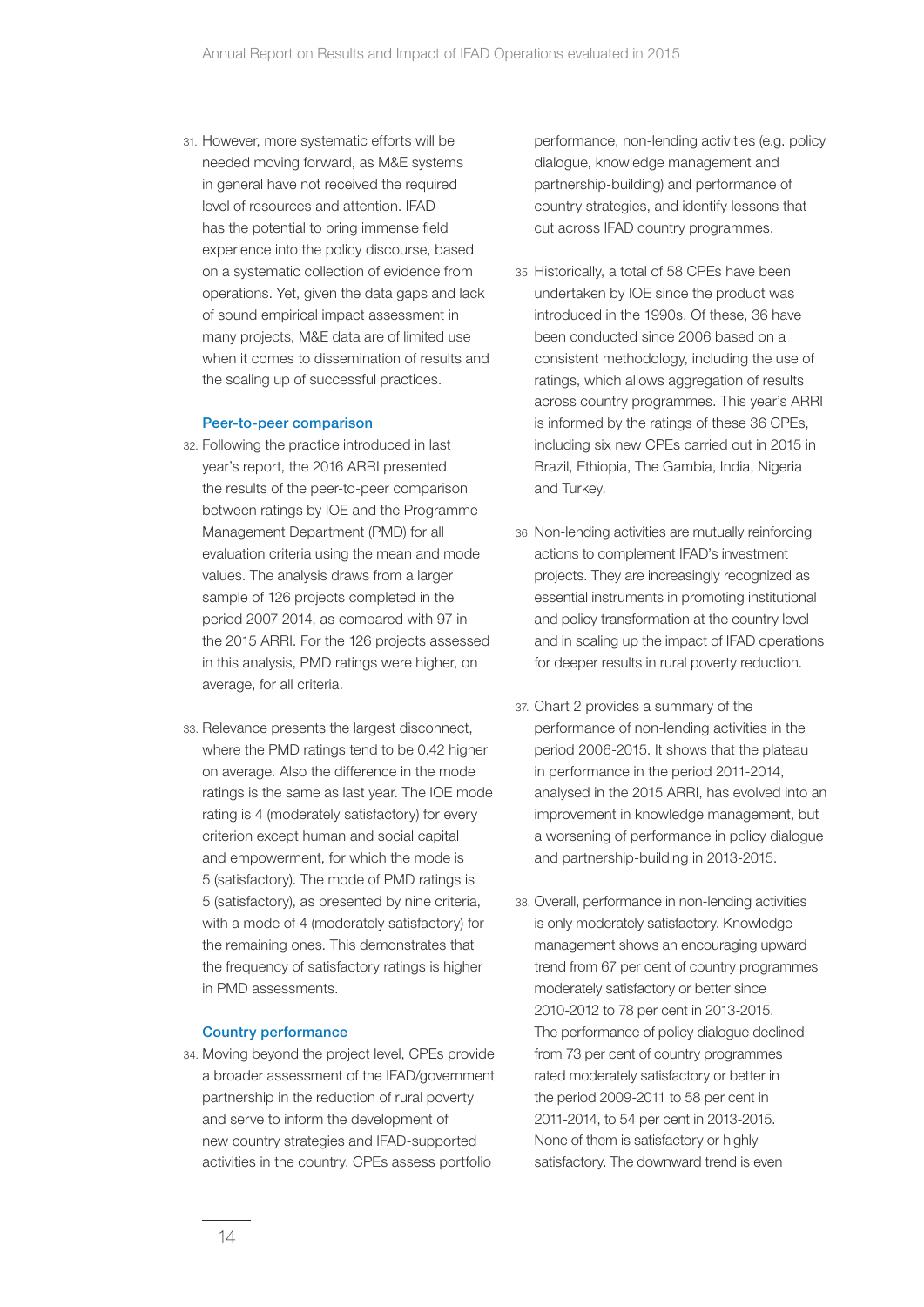31. However, more systematic efforts will be needed moving forward, as M&E systems in general have not received the required level of resources and attention. IFAD has the potential to bring immense field experience into the policy discourse, based on a systematic collection of evidence from operations. Yet, given the data gaps and lack of sound empirical impact assessment in many projects, M&E data are of limited use when it comes to dissemination of results and the scaling up of successful practices.

### Peer-to-peer comparison

32. Following the practice introduced in last year's report, the 2016 ARRI presented the results of the peer-to-peer comparison between ratings by IOE and the Programme Management Department (PMD) for all evaluation criteria using the mean and mode values. The analysis draws from a larger sample of 126 projects completed in the period 2007-2014, as compared with 97 in the 2015 ARRI. For the 126 projects assessed in this analysis, PMD ratings were higher, on average, for all criteria.

33. Relevance presents the largest disconnect, where the PMD ratings tend to be 0.42 higher on average. Also the difference in the mode ratings is the same as last year. The IOE mode rating is 4 (moderately satisfactory) for every criterion except human and social capital and empowerment, for which the mode is 5 (satisfactory). The mode of PMD ratings is 5 (satisfactory), as presented by nine criteria, with a mode of 4 (moderately satisfactory) for the remaining ones. This demonstrates that the frequency of satisfactory ratings is higher in PMD assessments.

### Country performance

34. Moving beyond the project level, CPEs provide a broader assessment of the IFAD/government partnership in the reduction of rural poverty and serve to inform the development of new country strategies and IFAD-supported activities in the country. CPEs assess portfolio performance, non-lending activities (e.g. policy dialogue, knowledge management and partnership-building) and performance of country strategies, and identify lessons that cut across IFAD country programmes.

35. Historically, a total of 58 CPEs have been undertaken by IOE since the product was introduced in the 1990s. Of these, 36 have been conducted since 2006 based on a consistent methodology, including the use of ratings, which allows aggregation of results across country programmes. This year's ARRI is informed by the ratings of these 36 CPEs, including six new CPEs carried out in 2015 in Brazil, Ethiopia, The Gambia, India, Nigeria and Turkey.

36. Non-lending activities are mutually reinforcing actions to complement IFAD's investment projects. They are increasingly recognized as essential instruments in promoting institutional and policy transformation at the country level and in scaling up the impact of IFAD operations for deeper results in rural poverty reduction.

37. Chart 2 provides a summary of the performance of non-lending activities in the period 2006-2015. It shows that the plateau in performance in the period 2011-2014, analysed in the 2015 ARRI, has evolved into an improvement in knowledge management, but a worsening of performance in policy dialogue and partnership-building in 2013-2015.

38. Overall, performance in non-lending activities is only moderately satisfactory. Knowledge management shows an encouraging upward trend from 67 per cent of country programmes moderately satisfactory or better since 2010-2012 to 78 per cent in 2013-2015. The performance of policy dialogue declined from 73 per cent of country programmes rated moderately satisfactory or better in the period 2009-2011 to 58 per cent in 2011-2014, to 54 per cent in 2013-2015. None of them is satisfactory or highly satisfactory. The downward trend is even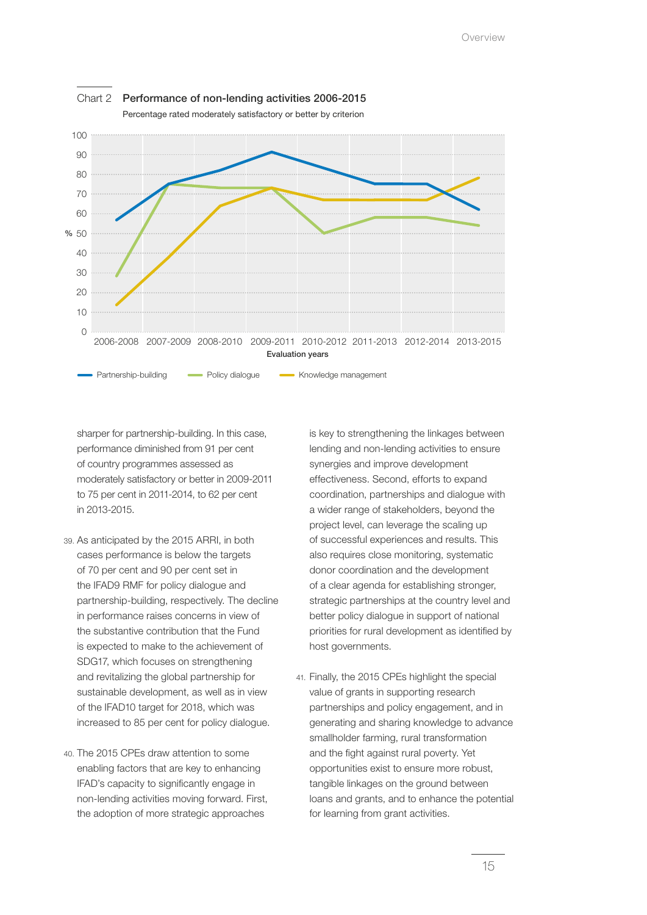Chart 2 **Performance of non-lending activities 2006-2015**

Percentage rated moderately satisfactory or better by criterion

sharper for partnership-building. In this case, performance diminished from 91 per cent of country programmes assessed as moderately satisfactory or better in 2009-2011 to 75 per cent in 2011-2014, to 62 per cent in 2013-2015.

39. As anticipated by the 2015 ARRI, in both cases performance is below the targets of 70 per cent and 90 per cent set in the IFAD9 RMF for policy dialogue and partnership-building, respectively. The decline in performance raises concerns in view of the substantive contribution that the Fund is expected to make to the achievement of SDG17, which focuses on strengthening and revitalizing the global partnership for sustainable development, as well as in view of the IFAD10 target for 2018, which was increased to 85 per cent for policy dialogue.

40. The 2015 CPEs draw attention to some enabling factors that are key to enhancing IFAD's capacity to significantly engage in non-lending activities moving forward. First, the adoption of more strategic approaches is key to strengthening the linkages between lending and non-lending activities to ensure synergies and improve development effectiveness. Second, efforts to expand coordination, partnerships and dialogue with a wider range of stakeholders, beyond the project level, can leverage the scaling up of successful experiences and results. This also requires close monitoring, systematic donor coordination and the development of a clear agenda for establishing stronger, strategic partnerships at the country level and better policy dialogue in support of national priorities for rural development as identified by host governments.

41. Finally, the 2015 CPEs highlight the special value of grants in supporting research partnerships and policy engagement, and in generating and sharing knowledge to advance smallholder farming, rural transformation and the fight against rural poverty. Yet opportunities exist to ensure more robust, tangible linkages on the ground between loans and grants, and to enhance the potential for learning from grant activities.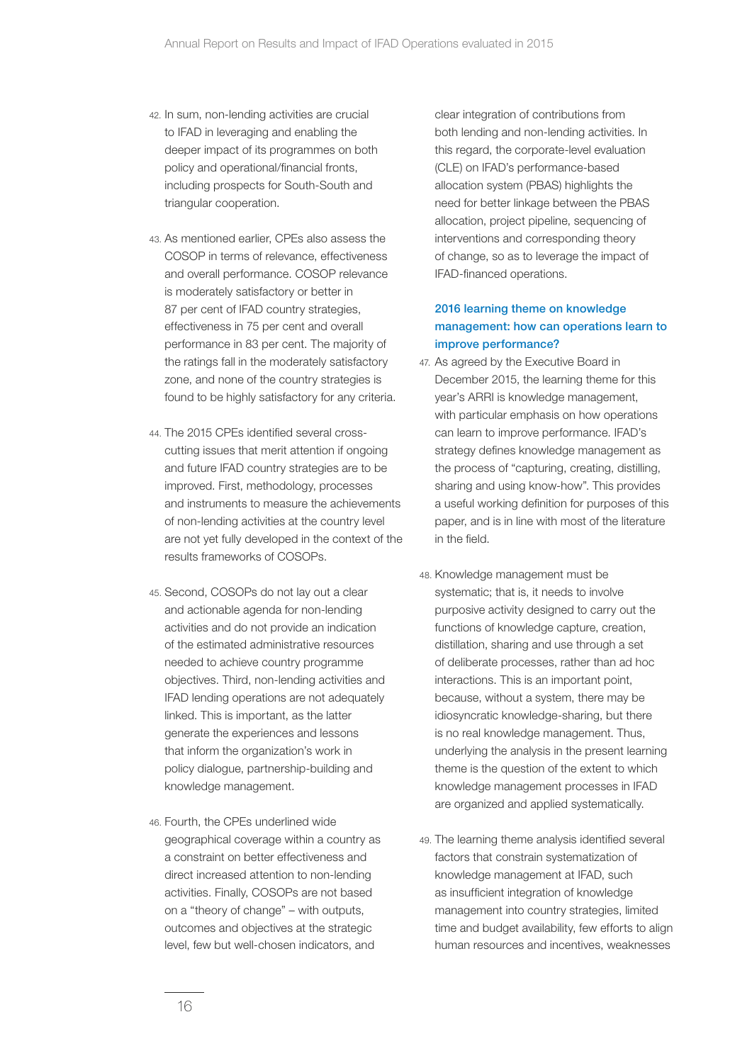42. In sum, non-lending activities are crucial to IFAD in leveraging and enabling the deeper impact of its programmes on both policy and operational/financial fronts, including prospects for South-South and triangular cooperation.

43. As mentioned earlier, CPEs also assess the COSOP in terms of relevance, effectiveness and overall performance. COSOP relevance is moderately satisfactory or better in 87 per cent of IFAD country strategies, effectiveness in 75 per cent and overall performance in 83 per cent. The majority of the ratings fall in the moderately satisfactory zone, and none of the country strategies is found to be highly satisfactory for any criteria.

44. The 2015 CPEs identified several cross-cutting issues that merit attention if ongoing and future IFAD country strategies are to be improved. First, methodology, processes and instruments to measure the achievements of non-lending activities at the country level are not yet fully developed in the context of the results frameworks of COSOPs.

45. Second, COSOPs do not lay out a clear and actionable agenda for non-lending activities and do not provide an indication of the estimated administrative resources needed to achieve country programme objectives. Third, non-lending activities and IFAD lending operations are not adequately linked. This is important, as the latter generate the experiences and lessons that inform the organization's work in policy dialogue, partnership-building and knowledge management.

46. Fourth, the CPEs underlined wide geographical coverage within a country as a constraint on better effectiveness and direct increased attention to non-lending activities. Finally, COSOPs are not based on a "theory of change" – with outputs, outcomes and objectives at the strategic level, few but well-chosen indicators, and clear integration of contributions from both lending and non-lending activities. In this regard, the corporate-level evaluation (CLE) on IFAD's performance-based allocation system (PBAS) highlights the need for better linkage between the PBAS allocation, project pipeline, sequencing of interventions and corresponding theory of change, so as to leverage the impact of IFAD-financed operations.

### 2016 learning theme on knowledge management: how can operations learn to improve performance?

47. As agreed by the Executive Board in December 2015, the learning theme for this year's ARRI is knowledge management, with particular emphasis on how operations can learn to improve performance. IFAD's strategy defines knowledge management as the process of "capturing, creating, distilling, sharing and using know-how". This provides a useful working definition for purposes of this paper, and is in line with most of the literature in the field.

48. Knowledge management must be systematic; that is, it needs to involve purposive activity designed to carry out the functions of knowledge capture, creation, distillation, sharing and use through a set of deliberate processes, rather than ad hoc interactions. This is an important point, because, without a system, there may be idiosyncratic knowledge-sharing, but there is no real knowledge management. Thus, underlying the analysis in the present learning theme is the question of the extent to which knowledge management processes in IFAD are organized and applied systematically.

49. The learning theme analysis identified several factors that constrain systematization of knowledge management at IFAD, such as insufficient integration of knowledge management into country strategies, limited time and budget availability, few efforts to align human resources and incentives, weaknesses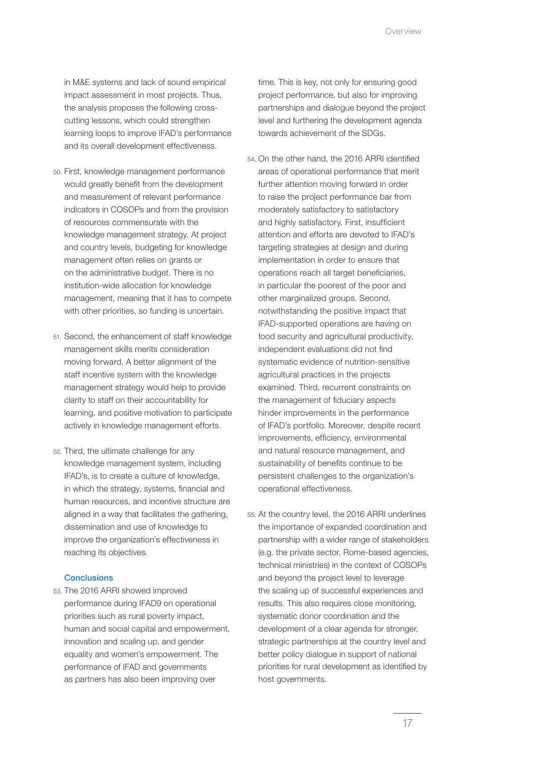in M&E systems and lack of sound empirical impact assessment in most projects. Thus, the analysis proposes the following cross-cutting lessons, which could strengthen learning loops to improve IFAD's performance and its overall development effectiveness.

50. First, knowledge management performance would greatly benefit from the development and measurement of relevant performance indicators in COSOPs and from the provision of resources commensurate with the knowledge management strategy. At project and country levels, budgeting for knowledge management often relies on grants or on the administrative budget. There is no institution-wide allocation for knowledge management, meaning that it has to compete with other priorities, so funding is uncertain.

51. Second, the enhancement of staff knowledge management skills merits consideration moving forward. A better alignment of the staff incentive system with the knowledge management strategy would help to provide clarity to staff on their accountability for learning, and positive motivation to participate actively in knowledge management efforts.

52. Third, the ultimate challenge for any knowledge management system, including IFAD's, is to create a culture of knowledge, in which the strategy, systems, financial and human resources, and incentive structure are aligned in a way that facilitates the gathering, dissemination and use of knowledge to improve the organization's effectiveness in reaching its objectives.

### Conclusions

53. The 2016 ARRI showed improved performance during IFAD9 on operational priorities such as rural poverty impact, human and social capital and empowerment, innovation and scaling up, and gender equality and women's empowerment. The performance of IFAD and governments as partners has also been improving over time. This is key, not only for ensuring good project performance, but also for improving partnerships and dialogue beyond the project level and furthering the development agenda towards achievement of the SDGs.

54. On the other hand, the 2016 ARRI identified areas of operational performance that merit further attention moving forward in order to raise the project performance bar from moderately satisfactory to satisfactory and highly satisfactory. First, insufficient attention and efforts are devoted to IFAD's targeting strategies at design and during implementation in order to ensure that operations reach all target beneficiaries, in particular the poorest of the poor and other marginalized groups. Second, notwithstanding the positive impact that IFAD-supported operations are having on food security and agricultural productivity, independent evaluations did not find systematic evidence of nutrition-sensitive agricultural practices in the projects examined. Third, recurrent constraints on the management of fiduciary aspects hinder improvements in the performance of IFAD's portfolio. Moreover, despite recent improvements, efficiency, environmental and natural resource management, and sustainability of benefits continue to be persistent challenges to the organization's operational effectiveness.

55. At the country level, the 2016 ARRI underlines the importance of expanded coordination and partnership with a wider range of stakeholders (e.g. the private sector, Rome-based agencies, technical ministries) in the context of COSOPs and beyond the project level to leverage the scaling up of successful experiences and results. This also requires close monitoring, systematic donor coordination and the development of a clear agenda for stronger, strategic partnerships at the country level and better policy dialogue in support of national priorities for rural development as identified by host governments.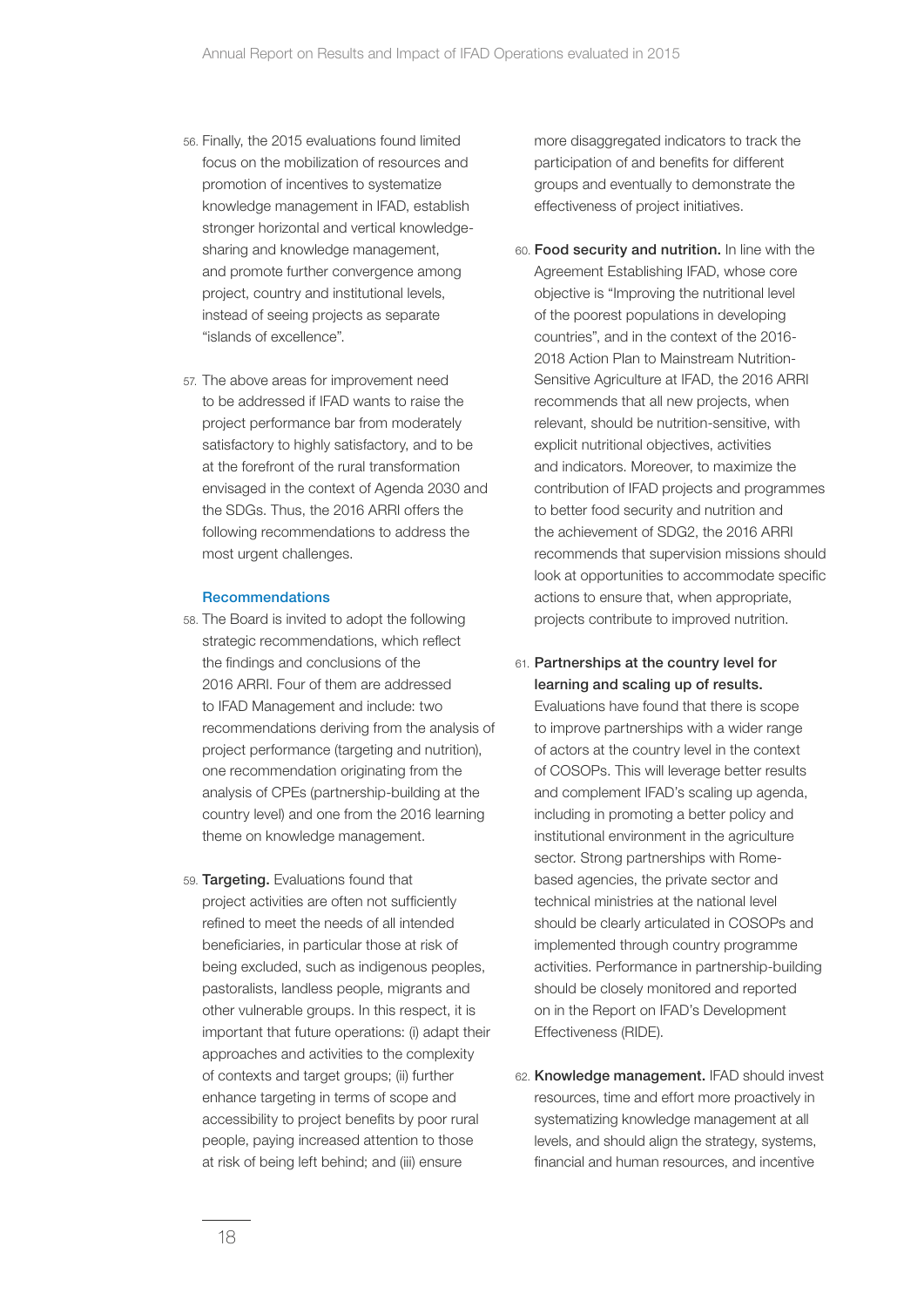56. Finally, the 2015 evaluations found limited focus on the mobilization of resources and promotion of incentives to systematize knowledge management in IFAD, establish stronger horizontal and vertical knowledge-sharing and knowledge management, and promote further convergence among project, country and institutional levels, instead of seeing projects as separate "islands of excellence".

57. The above areas for improvement need to be addressed if IFAD wants to raise the project performance bar from moderately satisfactory to highly satisfactory, and to be at the forefront of the rural transformation envisaged in the context of Agenda 2030 and the SDGs. Thus, the 2016 ARRI offers the following recommendations to address the most urgent challenges.

### Recommendations

58. The Board is invited to adopt the following strategic recommendations, which reflect the findings and conclusions of the 2016 ARRI. Four of them are addressed to IFAD Management and include: two recommendations deriving from the analysis of project performance (targeting and nutrition), one recommendation originating from the analysis of CPEs (partnership-building at the country level) and one from the 2016 learning theme on knowledge management.

59. **Targeting.** Evaluations found that project activities are often not sufficiently refined to meet the needs of all intended beneficiaries, in particular those at risk of being excluded, such as indigenous peoples, pastoralists, landless people, migrants and other vulnerable groups. In this respect, it is important that future operations: (i) adapt their approaches and activities to the complexity of contexts and target groups; (ii) further enhance targeting in terms of scope and accessibility to project benefits by poor rural people, paying increased attention to those at risk of being left behind; and (iii) ensure more disaggregated indicators to track the participation of and benefits for different groups and eventually to demonstrate the effectiveness of project initiatives.

60. **Food security and nutrition.** In line with the Agreement Establishing IFAD, whose core objective is "Improving the nutritional level of the poorest populations in developing countries", and in the context of the 2016-2018 Action Plan to Mainstream Nutrition-Sensitive Agriculture at IFAD, the 2016 ARRI recommends that all new projects, when relevant, should be nutrition-sensitive, with explicit nutritional objectives, activities and indicators. Moreover, to maximize the contribution of IFAD projects and programmes to better food security and nutrition and the achievement of SDG2, the 2016 ARRI recommends that supervision missions should look at opportunities to accommodate specific actions to ensure that, when appropriate, projects contribute to improved nutrition.

61. **Partnerships at the country level for learning and scaling up of results.** Evaluations have found that there is scope to improve partnerships with a wider range of actors at the country level in the context of COSOPs. This will leverage better results and complement IFAD's scaling up agenda, including in promoting a better policy and institutional environment in the agriculture sector. Strong partnerships with Rome-based agencies, the private sector and technical ministries at the national level should be clearly articulated in COSOPs and implemented through country programme activities. Performance in partnership-building should be closely monitored and reported on in the Report on IFAD's Development Effectiveness (RIDE).

62. **Knowledge management.** IFAD should invest resources, time and effort more proactively in systematizing knowledge management at all levels, and should align the strategy, systems, financial and human resources, and incentive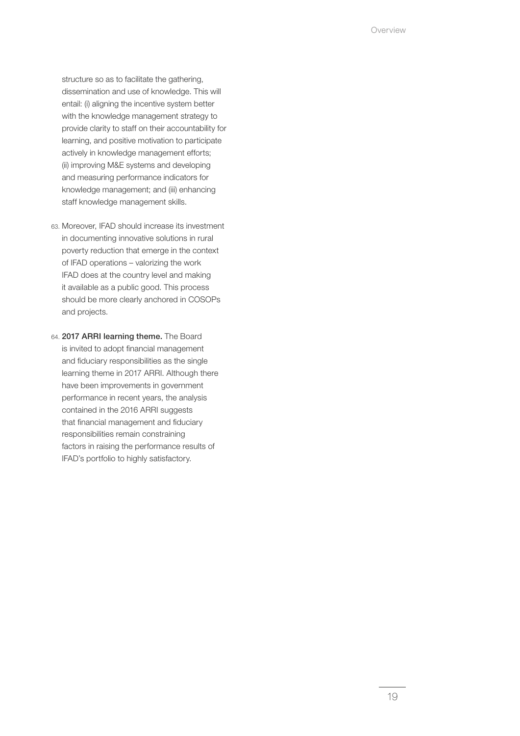structure so as to facilitate the gathering, dissemination and use of knowledge. This will entail: (i) aligning the incentive system better with the knowledge management strategy to provide clarity to staff on their accountability for learning, and positive motivation to participate actively in knowledge management efforts; (ii) improving M&E systems and developing and measuring performance indicators for knowledge management; and (iii) enhancing staff knowledge management skills.

63. Moreover, IFAD should increase its investment in documenting innovative solutions in rural poverty reduction that emerge in the context of IFAD operations – valorizing the work IFAD does at the country level and making it available as a public good. This process should be more clearly anchored in COSOPs and projects.

64. **2017 ARRI learning theme.** The Board is invited to adopt financial management and fiduciary responsibilities as the single learning theme in 2017 ARRI. Although there have been improvements in government performance in recent years, the analysis contained in the 2016 ARRI suggests that financial management and fiduciary responsibilities remain constraining factors in raising the performance results of IFAD's portfolio to highly satisfactory.